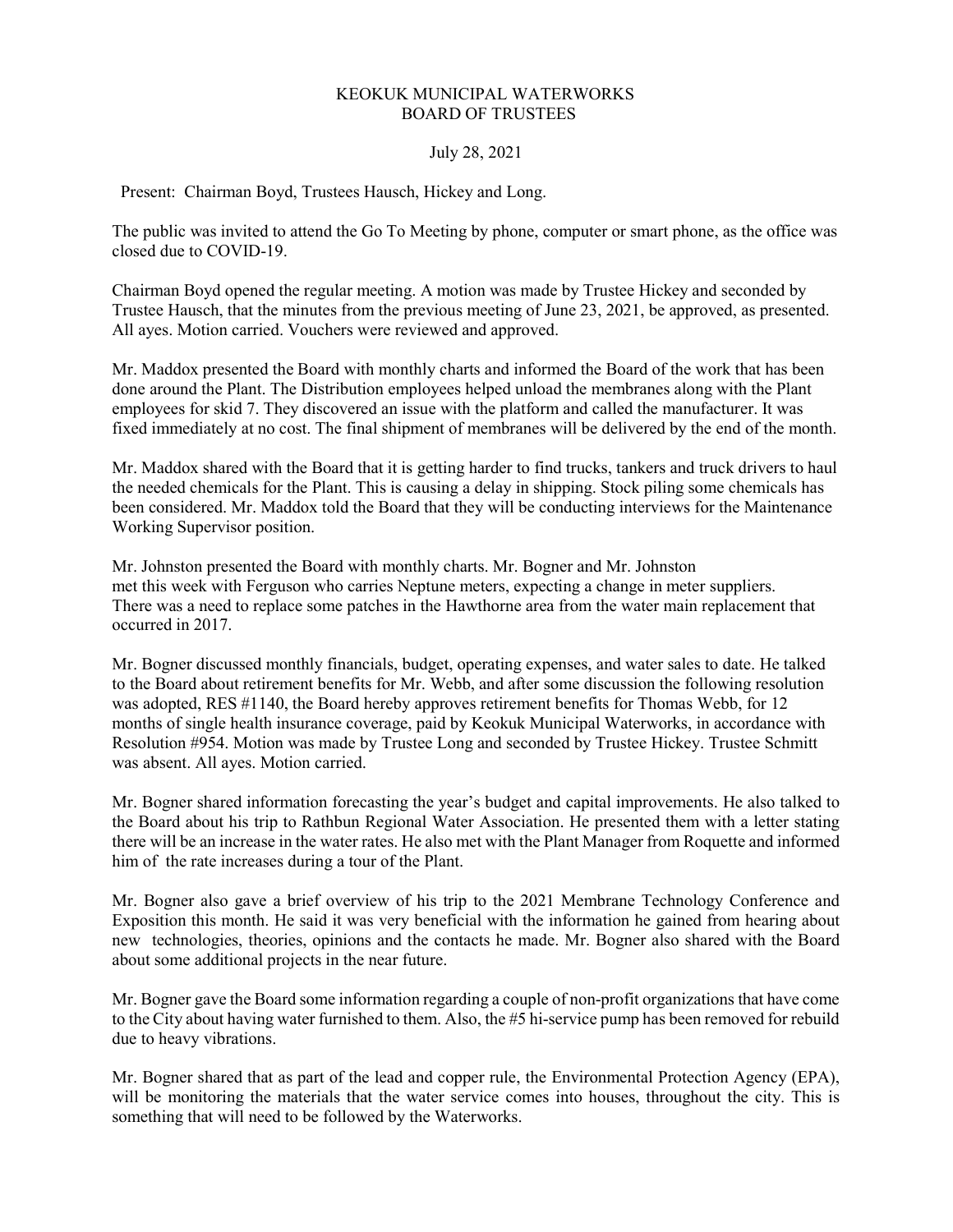KEOKUK MUNICIPAL WATERWORKS
BOARD OF TRUSTEES

July 28, 2021

Present: Chairman Boyd, Trustees Hausch, Hickey and Long.

The public was invited to attend the Go To Meeting by phone, computer or smart phone, as the office was closed due to COVID-19.

Chairman Boyd opened the regular meeting. A motion was made by Trustee Hickey and seconded by Trustee Hausch, that the minutes from the previous meeting of June 23, 2021, be approved, as presented. All ayes. Motion carried. Vouchers were reviewed and approved.

Mr. Maddox presented the Board with monthly charts and informed the Board of the work that has been done around the Plant. The Distribution employees helped unload the membranes along with the Plant employees for skid 7. They discovered an issue with the platform and called the manufacturer. It was fixed immediately at no cost. The final shipment of membranes will be delivered by the end of the month.

Mr. Maddox shared with the Board that it is getting harder to find trucks, tankers and truck drivers to haul the needed chemicals for the Plant. This is causing a delay in shipping. Stock piling some chemicals has been considered. Mr. Maddox told the Board that they will be conducting interviews for the Maintenance Working Supervisor position.

Mr. Johnston presented the Board with monthly charts. Mr. Bogner and Mr. Johnston met this week with Ferguson who carries Neptune meters, expecting a change in meter suppliers. There was a need to replace some patches in the Hawthorne area from the water main replacement that occurred in 2017.

Mr. Bogner discussed monthly financials, budget, operating expenses, and water sales to date. He talked to the Board about retirement benefits for Mr. Webb, and after some discussion the following resolution was adopted, RES #1140, the Board hereby approves retirement benefits for Thomas Webb, for 12 months of single health insurance coverage, paid by Keokuk Municipal Waterworks, in accordance with Resolution #954. Motion was made by Trustee Long and seconded by Trustee Hickey. Trustee Schmitt was absent. All ayes. Motion carried.

Mr. Bogner shared information forecasting the year's budget and capital improvements. He also talked to the Board about his trip to Rathbun Regional Water Association. He presented them with a letter stating there will be an increase in the water rates. He also met with the Plant Manager from Roquette and informed him of the rate increases during a tour of the Plant.

Mr. Bogner also gave a brief overview of his trip to the 2021 Membrane Technology Conference and Exposition this month. He said it was very beneficial with the information he gained from hearing about new technologies, theories, opinions and the contacts he made. Mr. Bogner also shared with the Board about some additional projects in the near future.

Mr. Bogner gave the Board some information regarding a couple of non-profit organizations that have come to the City about having water furnished to them. Also, the #5 hi-service pump has been removed for rebuild due to heavy vibrations.

Mr. Bogner shared that as part of the lead and copper rule, the Environmental Protection Agency (EPA), will be monitoring the materials that the water service comes into houses, throughout the city. This is something that will need to be followed by the Waterworks.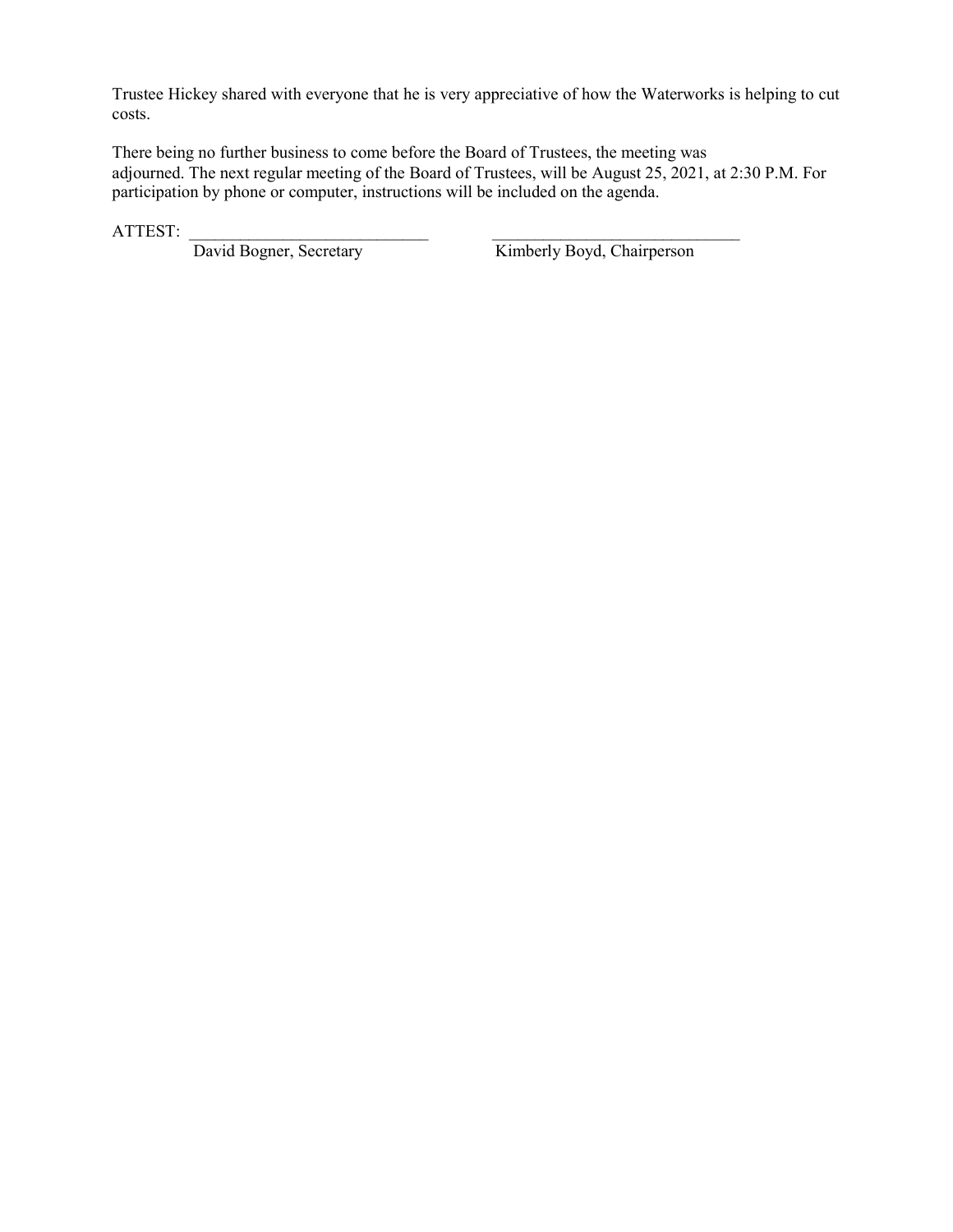Trustee Hickey shared with everyone that he is very appreciative of how the Waterworks is helping to cut costs.

There being no further business to come before the Board of Trustees, the meeting was adjourned. The next regular meeting of the Board of Trustees, will be August 25, 2021, at 2:30 P.M. For participation by phone or computer, instructions will be included on the agenda.

ATTEST: \_\_\_\_\_\_\_\_\_\_\_\_\_\_\_\_\_\_\_\_\_\_\_\_\_\_\_\_ \_\_\_\_\_\_\_\_\_\_\_\_\_\_\_\_\_\_\_\_\_\_\_\_\_\_\_\_\_\_

David Bogner, Secretary Kimberly Boyd, Chairperson